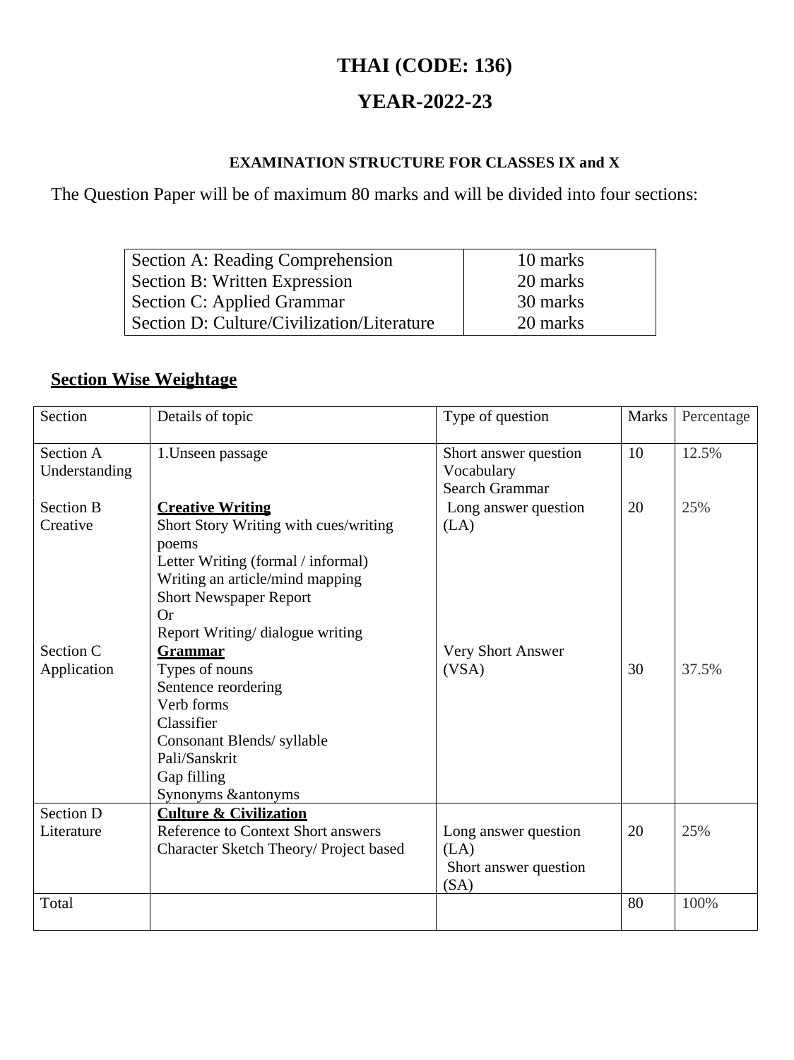# THAI (CODE: 136)

# YEAR-2022-23

### EXAMINATION STRUCTURE FOR CLASSES IX and X

The Question Paper will be of maximum 80 marks and will be divided into four sections:

| | |
|---|---|
| Section A: Reading Comprehension | 10 marks |
| Section B: Written Expression | 20 marks |
| Section C: Applied Grammar | 30 marks |
| Section D: Culture/Civilization/Literature | 20 marks |

## Section Wise Weightage

| Section | Details of topic | Type of question | Marks | Percentage |
|---|---|---|---|---|
| Section A Understanding | 1.Unseen passage | Short answer question Vocabulary Search Grammar | 10 | 12.5% |
| Section B Creative | **Creative Writing** Short Story Writing with cues/writing poems Letter Writing (formal / informal) Writing an article/mind mapping Short Newspaper Report Or Report Writing/ dialogue writing | Long answer question (LA) | 20 | 25% |
| Section C Application | **Grammar** Types of nouns Sentence reordering Verb forms Classifier Consonant Blends/ syllable Pali/Sanskrit Gap filling Synonyms &antonyms | Very Short Answer (VSA) | 30 | 37.5% |
| Section D Literature | **Culture & Civilization** Reference to Context Short answers Character Sketch Theory/ Project based | Long answer question (LA) Short answer question (SA) | 20 | 25% |
| Total | | | 80 | 100% |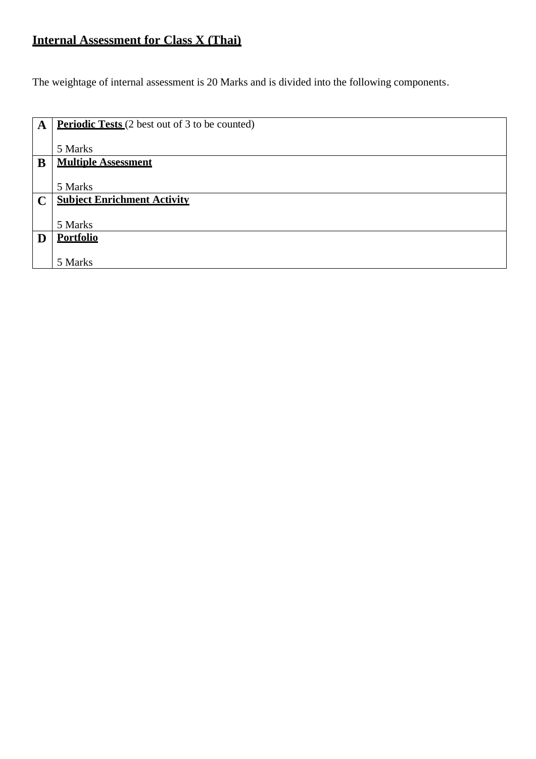## Internal Assessment for Class X (Thai)

The weightage of internal assessment is 20 Marks and is divided into the following components.

| | |
|---|---|
| **A** | **Periodic Tests** (2 best out of 3 to be counted)<br><br>5 Marks |
| **B** | **Multiple Assessment**<br><br>5 Marks |
| **C** | **Subject Enrichment Activity**<br><br>5 Marks |
| **D** | **Portfolio**<br><br>5 Marks |